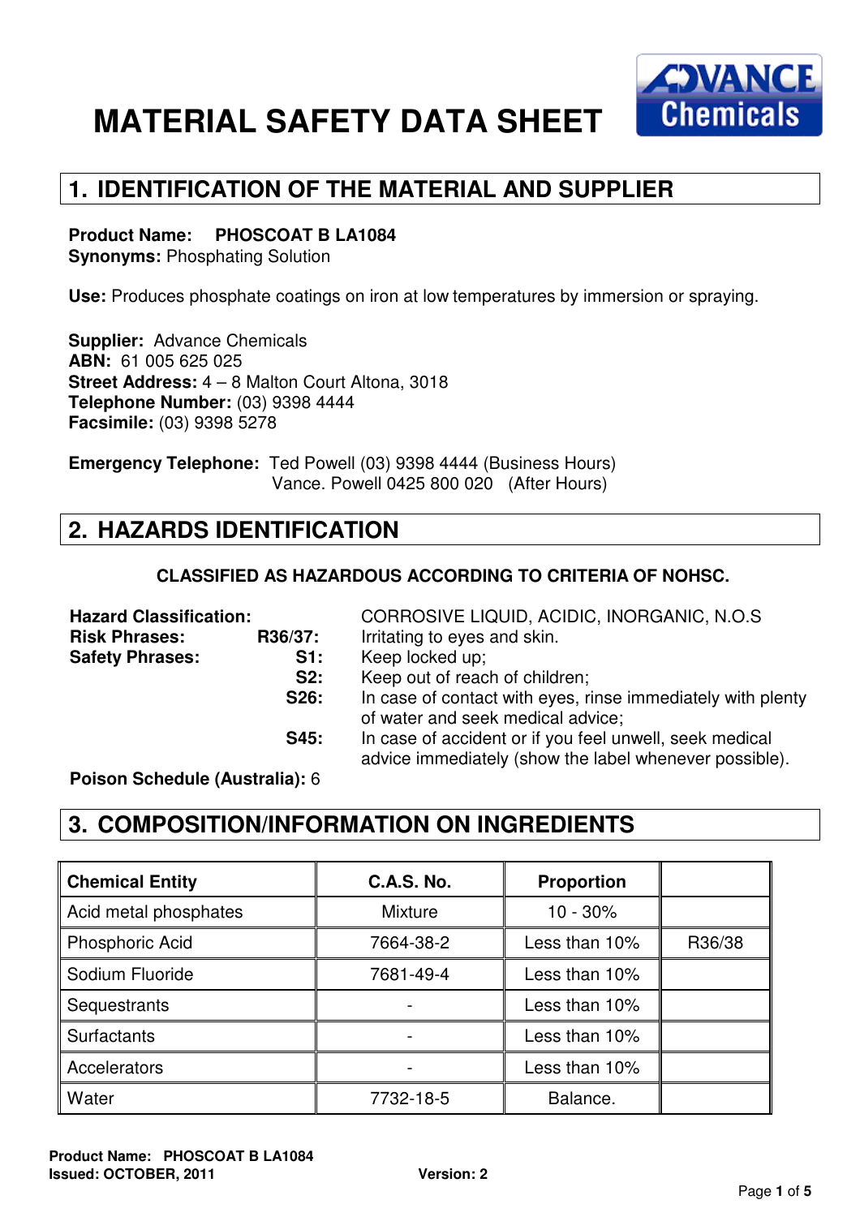# MATERIAL SAFETY DATA SHEET

ADVANCE Chemicals

## 1. IDENTIFICATION OF THE MATERIAL AND SUPPLIER

**Product Name:** **PHOSCOAT B LA1084**
**Synonyms:** Phosphating Solution

**Use:** Produces phosphate coatings on iron at low temperatures by immersion or spraying.

**Supplier:** Advance Chemicals
**ABN:** 61 005 625 025
**Street Address:** 4 – 8 Malton Court Altona, 3018
**Telephone Number:** (03) 9398 4444
**Facsimile:** (03) 9398 5278

**Emergency Telephone:** Ted Powell (03) 9398 4444 (Business Hours)
Vance. Powell 0425 800 020 (After Hours)

## 2. HAZARDS IDENTIFICATION

**CLASSIFIED AS HAZARDOUS ACCORDING TO CRITERIA OF NOHSC.**

**Hazard Classification:** CORROSIVE LIQUID, ACIDIC, INORGANIC, N.O.S

**Risk Phrases:**
- **R36/37:** Irritating to eyes and skin.

**Safety Phrases:**
- **S1:** Keep locked up;
- **S2:** Keep out of reach of children;
- **S26:** In case of contact with eyes, rinse immediately with plenty of water and seek medical advice;
- **S45:** In case of accident or if you feel unwell, seek medical advice immediately (show the label whenever possible).

**Poison Schedule (Australia):** 6

## 3. COMPOSITION/INFORMATION ON INGREDIENTS

| Chemical Entity | C.A.S. No. | Proportion | |
|---|---|---|---|
| Acid metal phosphates | Mixture | 10 - 30% | |
| Phosphoric Acid | 7664-38-2 | Less than 10% | R36/38 |
| Sodium Fluoride | 7681-49-4 | Less than 10% | |
| Sequestrants | - | Less than 10% | |
| Surfactants | - | Less than 10% | |
| Accelerators | - | Less than 10% | |
| Water | 7732-18-5 | Balance. | |

**Product Name:** **PHOSCOAT B LA1084**
**Issued: OCTOBER, 2011** **Version: 2**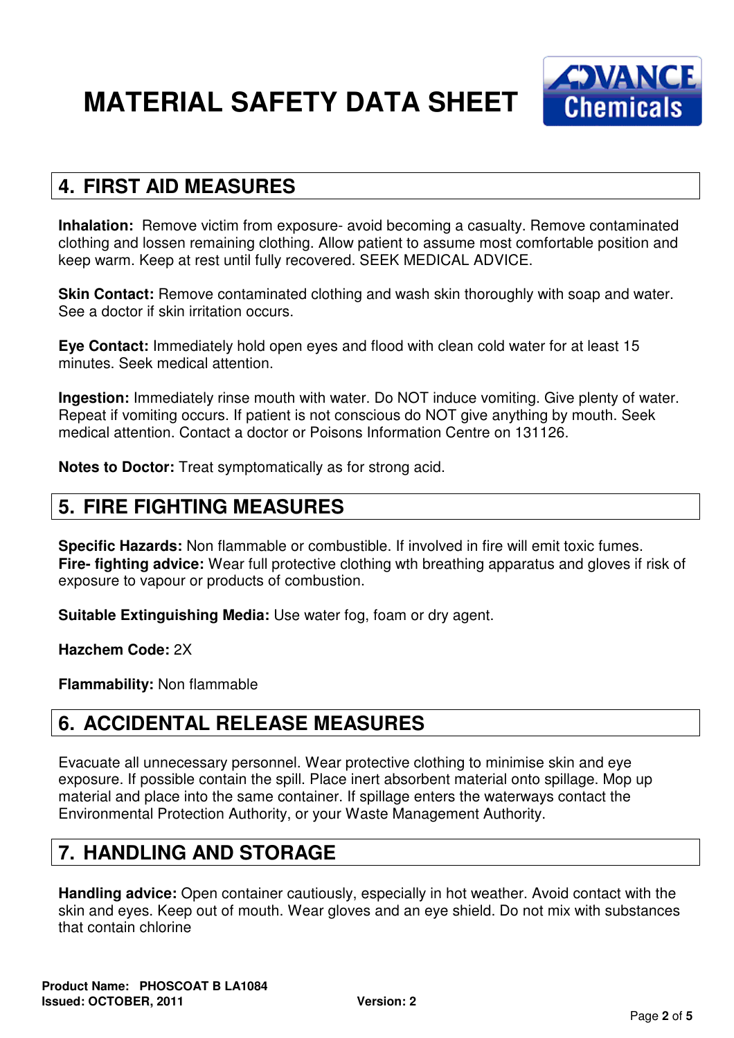# MATERIAL SAFETY DATA SHEET

## 4. FIRST AID MEASURES

**Inhalation:** Remove victim from exposure- avoid becoming a casualty. Remove contaminated clothing and lossen remaining clothing. Allow patient to assume most comfortable position and keep warm. Keep at rest until fully recovered. SEEK MEDICAL ADVICE.

**Skin Contact:** Remove contaminated clothing and wash skin thoroughly with soap and water. See a doctor if skin irritation occurs.

**Eye Contact:** Immediately hold open eyes and flood with clean cold water for at least 15 minutes. Seek medical attention.

**Ingestion:** Immediately rinse mouth with water. Do NOT induce vomiting. Give plenty of water. Repeat if vomiting occurs. If patient is not conscious do NOT give anything by mouth. Seek medical attention. Contact a doctor or Poisons Information Centre on 131126.

**Notes to Doctor:** Treat symptomatically as for strong acid.

## 5. FIRE FIGHTING MEASURES

**Specific Hazards:** Non flammable or combustible. If involved in fire will emit toxic fumes.
**Fire- fighting advice:** Wear full protective clothing wth breathing apparatus and gloves if risk of exposure to vapour or products of combustion.

**Suitable Extinguishing Media:** Use water fog, foam or dry agent.

**Hazchem Code:** 2X

**Flammability:** Non flammable

## 6. ACCIDENTAL RELEASE MEASURES

Evacuate all unnecessary personnel. Wear protective clothing to minimise skin and eye exposure. If possible contain the spill. Place inert absorbent material onto spillage. Mop up material and place into the same container. If spillage enters the waterways contact the Environmental Protection Authority, or your Waste Management Authority.

## 7. HANDLING AND STORAGE

**Handling advice:** Open container cautiously, especially in hot weather. Avoid contact with the skin and eyes. Keep out of mouth. Wear gloves and an eye shield. Do not mix with substances that contain chlorine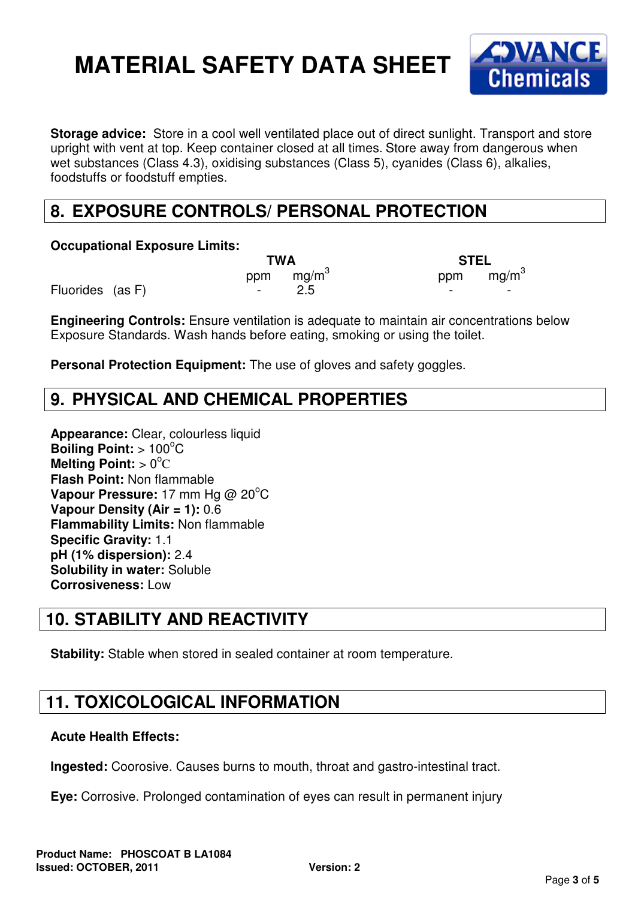**Storage advice:** Store in a cool well ventilated place out of direct sunlight. Transport and store upright with vent at top. Keep container closed at all times. Store away from dangerous when wet substances (Class 4.3), oxidising substances (Class 5), cyanides (Class 6), alkalies, foodstuffs or foodstuff empties.

## 8. EXPOSURE CONTROLS/ PERSONAL PROTECTION

**Occupational Exposure Limits:**

| | TWA | | STEL | |
|---|---|---|---|---|
| | ppm | $mg/m^3$ | ppm | $mg/m^3$ |
| Fluorides (as F) | - | 2.5 | - | - |

**Engineering Controls:** Ensure ventilation is adequate to maintain air concentrations below Exposure Standards. Wash hands before eating, smoking or using the toilet.

**Personal Protection Equipment:** The use of gloves and safety goggles.

## 9. PHYSICAL AND CHEMICAL PROPERTIES

**Appearance:** Clear, colourless liquid
**Boiling Point:** > 100°C
**Melting Point:** > 0°C
**Flash Point:** Non flammable
**Vapour Pressure:** 17 mm Hg @ 20°C
**Vapour Density (Air = 1):** 0.6
**Flammability Limits:** Non flammable
**Specific Gravity:** 1.1
**pH (1% dispersion):** 2.4
**Solubility in water:** Soluble
**Corrosiveness:** Low

## 10. STABILITY AND REACTIVITY

**Stability:** Stable when stored in sealed container at room temperature.

## 11. TOXICOLOGICAL INFORMATION

**Acute Health Effects:**

**Ingested:** Coorosive. Causes burns to mouth, throat and gastro-intestinal tract.

**Eye:** Corrosive. Prolonged contamination of eyes can result in permanent injury

**Product Name: PHOSCOAT B LA1084**
**Issued: OCTOBER, 2011** **Version: 2**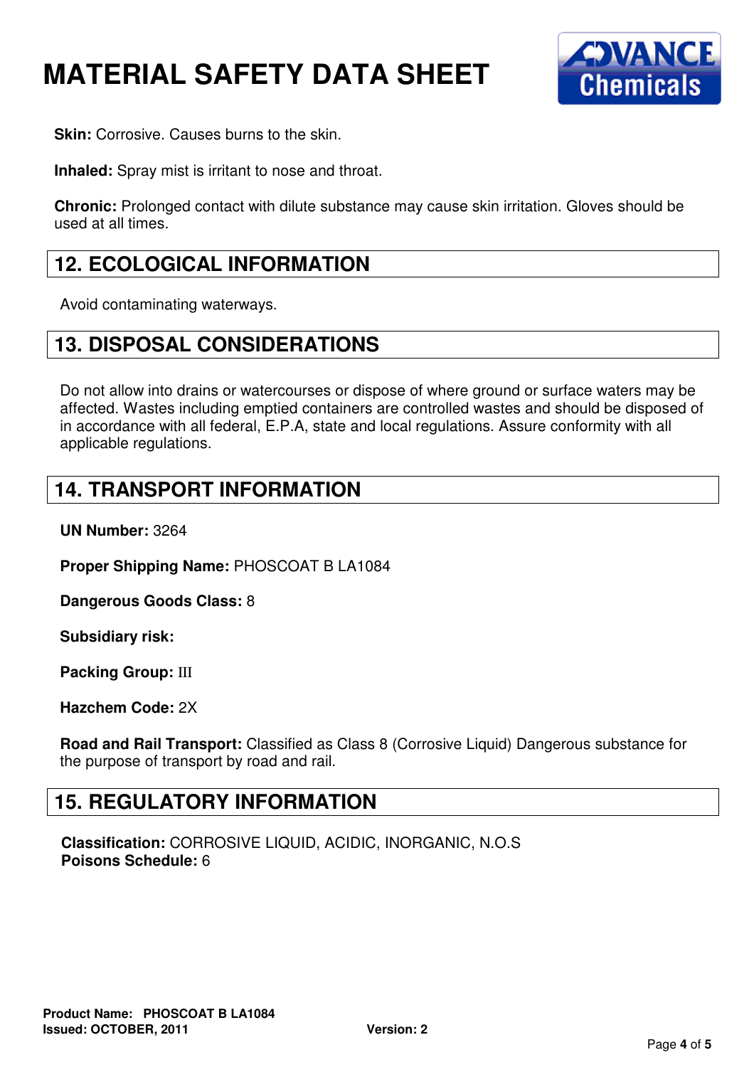**Skin:** Corrosive. Causes burns to the skin.

**Inhaled:** Spray mist is irritant to nose and throat.

**Chronic:** Prolonged contact with dilute substance may cause skin irritation. Gloves should be used at all times.

## 12. ECOLOGICAL INFORMATION

Avoid contaminating waterways.

## 13. DISPOSAL CONSIDERATIONS

Do not allow into drains or watercourses or dispose of where ground or surface waters may be affected. Wastes including emptied containers are controlled wastes and should be disposed of in accordance with all federal, E.P.A, state and local regulations. Assure conformity with all applicable regulations.

## 14. TRANSPORT INFORMATION

**UN Number:** 3264

**Proper Shipping Name:** PHOSCOAT B LA1084

**Dangerous Goods Class:** 8

**Subsidiary risk:**

**Packing Group:** III

**Hazchem Code:** 2X

**Road and Rail Transport:** Classified as Class 8 (Corrosive Liquid) Dangerous substance for the purpose of transport by road and rail.

## 15. REGULATORY INFORMATION

**Classification:** CORROSIVE LIQUID, ACIDIC, INORGANIC, N.O.S
**Poisons Schedule:** 6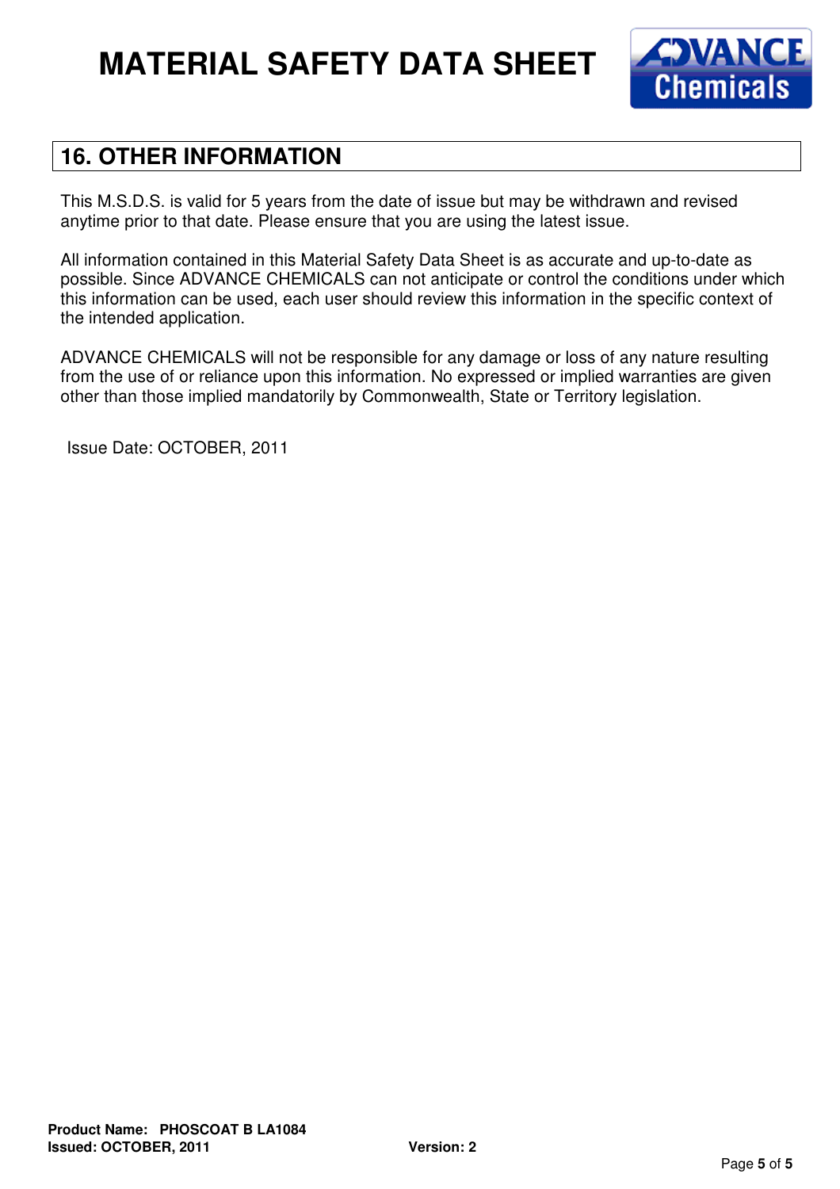## 16. OTHER INFORMATION

This M.S.D.S. is valid for 5 years from the date of issue but may be withdrawn and revised anytime prior to that date. Please ensure that you are using the latest issue.

All information contained in this Material Safety Data Sheet is as accurate and up-to-date as possible. Since ADVANCE CHEMICALS can not anticipate or control the conditions under which this information can be used, each user should review this information in the specific context of the intended application.

ADVANCE CHEMICALS will not be responsible for any damage or loss of any nature resulting from the use of or reliance upon this information. No expressed or implied warranties are given other than those implied mandatorily by Commonwealth, State or Territory legislation.

Issue Date: OCTOBER, 2011